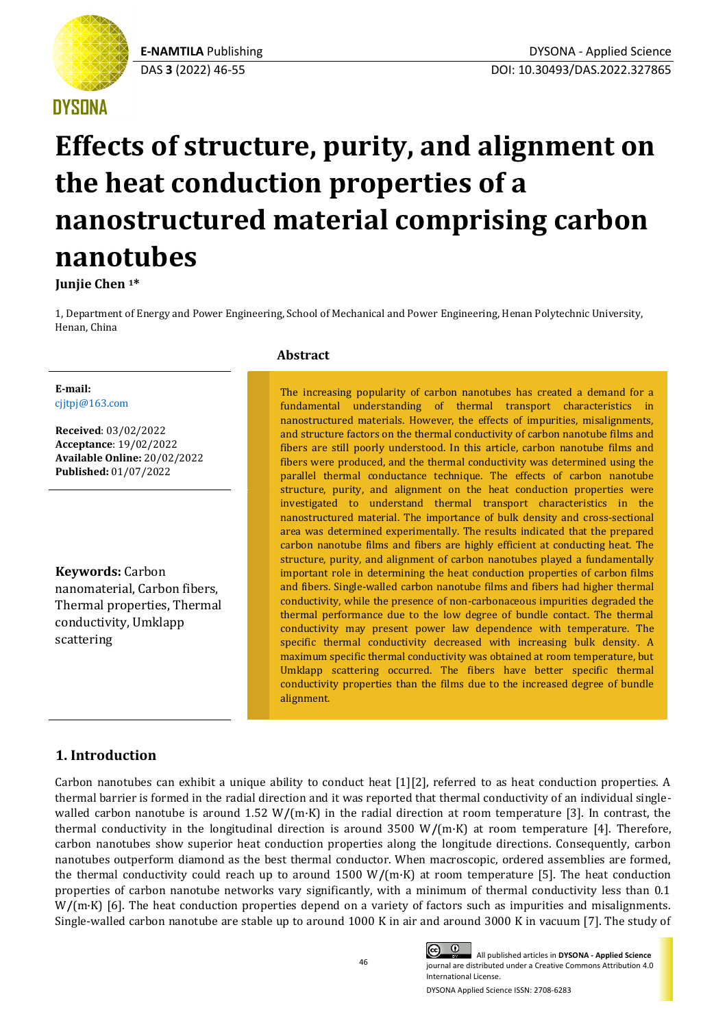# Effects of structure, purity, and alignment on the heat conduction properties of a nanostructured material comprising carbon nanotubes

**Junjie Chen [1]***

1, Department of Energy and Power Engineering, School of Mechanical and Power Engineering, Henan Polytechnic University, Henan, China

**E-mail:** cjjtpj@163.com

**Received**: 03/02/2022
**Acceptance**: 19/02/2022
**Available Online:** 20/02/2022
**Published:** 01/07/2022

**Keywords:** Carbon nanomaterial, Carbon fibers, Thermal properties, Thermal conductivity, Umklapp scattering

## Abstract

The increasing popularity of carbon nanotubes has created a demand for a fundamental understanding of thermal transport characteristics in nanostructured materials. However, the effects of impurities, misalignments, and structure factors on the thermal conductivity of carbon nanotube films and fibers are still poorly understood. In this article, carbon nanotube films and fibers were produced, and the thermal conductivity was determined using the parallel thermal conductance technique. The effects of carbon nanotube structure, purity, and alignment on the heat conduction properties were investigated to understand thermal transport characteristics in the nanostructured material. The importance of bulk density and cross-sectional area was determined experimentally. The results indicated that the prepared carbon nanotube films and fibers are highly efficient at conducting heat. The structure, purity, and alignment of carbon nanotubes played a fundamentally important role in determining the heat conduction properties of carbon films and fibers. Single-walled carbon nanotube films and fibers had higher thermal conductivity, while the presence of non-carbonaceous impurities degraded the thermal performance due to the low degree of bundle contact. The thermal conductivity may present power law dependence with temperature. The specific thermal conductivity decreased with increasing bulk density. A maximum specific thermal conductivity was obtained at room temperature, but Umklapp scattering occurred. The fibers have better specific thermal conductivity properties than the films due to the increased degree of bundle alignment.

## 1. Introduction

Carbon nanotubes can exhibit a unique ability to conduct heat [1][2], referred to as heat conduction properties. A thermal barrier is formed in the radial direction and it was reported that thermal conductivity of an individual single-walled carbon nanotube is around 1.52 W/(m·K) in the radial direction at room temperature [3]. In contrast, the thermal conductivity in the longitudinal direction is around 3500 W/(m·K) at room temperature [4]. Therefore, carbon nanotubes show superior heat conduction properties along the longitude directions. Consequently, carbon nanotubes outperform diamond as the best thermal conductor. When macroscopic, ordered assemblies are formed, the thermal conductivity could reach up to around 1500 W/(m·K) at room temperature [5]. The heat conduction properties of carbon nanotube networks vary significantly, with a minimum of thermal conductivity less than 0.1 W/(m·K) [6]. The heat conduction properties depend on a variety of factors such as impurities and misalignments. Single-walled carbon nanotube are stable up to around 1000 K in air and around 3000 K in vacuum [7]. The study of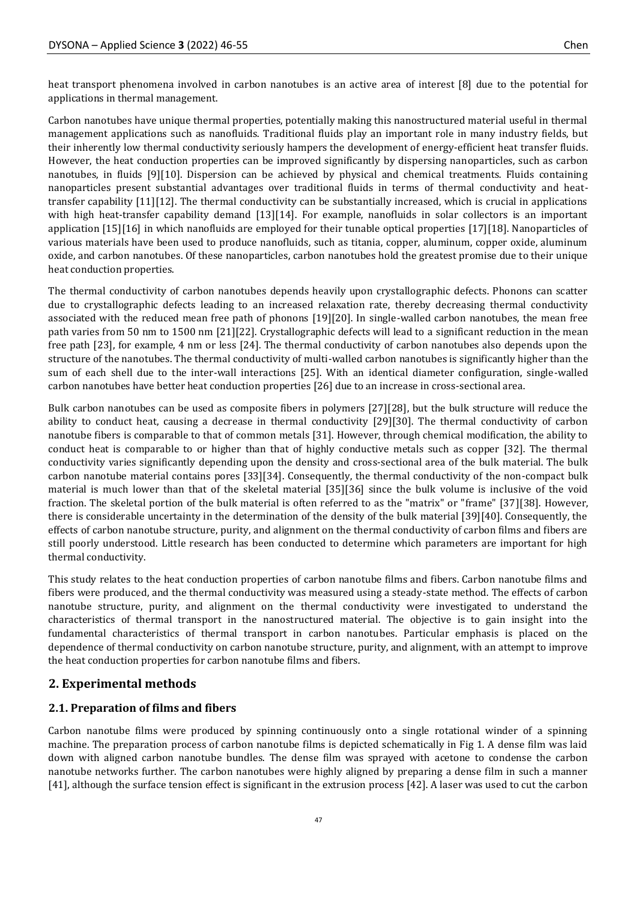heat transport phenomena involved in carbon nanotubes is an active area of interest [8] due to the potential for applications in thermal management.

Carbon nanotubes have unique thermal properties, potentially making this nanostructured material useful in thermal management applications such as nanofluids. Traditional fluids play an important role in many industry fields, but their inherently low thermal conductivity seriously hampers the development of energy-efficient heat transfer fluids. However, the heat conduction properties can be improved significantly by dispersing nanoparticles, such as carbon nanotubes, in fluids [9][10]. Dispersion can be achieved by physical and chemical treatments. Fluids containing nanoparticles present substantial advantages over traditional fluids in terms of thermal conductivity and heat-transfer capability [11][12]. The thermal conductivity can be substantially increased, which is crucial in applications with high heat-transfer capability demand [13][14]. For example, nanofluids in solar collectors is an important application [15][16] in which nanofluids are employed for their tunable optical properties [17][18]. Nanoparticles of various materials have been used to produce nanofluids, such as titania, copper, aluminum, copper oxide, aluminum oxide, and carbon nanotubes. Of these nanoparticles, carbon nanotubes hold the greatest promise due to their unique heat conduction properties.

The thermal conductivity of carbon nanotubes depends heavily upon crystallographic defects. Phonons can scatter due to crystallographic defects leading to an increased relaxation rate, thereby decreasing thermal conductivity associated with the reduced mean free path of phonons [19][20]. In single-walled carbon nanotubes, the mean free path varies from 50 nm to 1500 nm [21][22]. Crystallographic defects will lead to a significant reduction in the mean free path [23], for example, 4 nm or less [24]. The thermal conductivity of carbon nanotubes also depends upon the structure of the nanotubes. The thermal conductivity of multi-walled carbon nanotubes is significantly higher than the sum of each shell due to the inter-wall interactions [25]. With an identical diameter configuration, single-walled carbon nanotubes have better heat conduction properties [26] due to an increase in cross-sectional area.

Bulk carbon nanotubes can be used as composite fibers in polymers [27][28], but the bulk structure will reduce the ability to conduct heat, causing a decrease in thermal conductivity [29][30]. The thermal conductivity of carbon nanotube fibers is comparable to that of common metals [31]. However, through chemical modification, the ability to conduct heat is comparable to or higher than that of highly conductive metals such as copper [32]. The thermal conductivity varies significantly depending upon the density and cross-sectional area of the bulk material. The bulk carbon nanotube material contains pores [33][34]. Consequently, the thermal conductivity of the non-compact bulk material is much lower than that of the skeletal material [35][36] since the bulk volume is inclusive of the void fraction. The skeletal portion of the bulk material is often referred to as the "matrix" or "frame" [37][38]. However, there is considerable uncertainty in the determination of the density of the bulk material [39][40]. Consequently, the effects of carbon nanotube structure, purity, and alignment on the thermal conductivity of carbon films and fibers are still poorly understood. Little research has been conducted to determine which parameters are important for high thermal conductivity.

This study relates to the heat conduction properties of carbon nanotube films and fibers. Carbon nanotube films and fibers were produced, and the thermal conductivity was measured using a steady-state method. The effects of carbon nanotube structure, purity, and alignment on the thermal conductivity were investigated to understand the characteristics of thermal transport in the nanostructured material. The objective is to gain insight into the fundamental characteristics of thermal transport in carbon nanotubes. Particular emphasis is placed on the dependence of thermal conductivity on carbon nanotube structure, purity, and alignment, with an attempt to improve the heat conduction properties for carbon nanotube films and fibers.

## 2. Experimental methods

### 2.1. Preparation of films and fibers

Carbon nanotube films were produced by spinning continuously onto a single rotational winder of a spinning machine. The preparation process of carbon nanotube films is depicted schematically in Fig 1. A dense film was laid down with aligned carbon nanotube bundles. The dense film was sprayed with acetone to condense the carbon nanotube networks further. The carbon nanotubes were highly aligned by preparing a dense film in such a manner [41], although the surface tension effect is significant in the extrusion process [42]. A laser was used to cut the carbon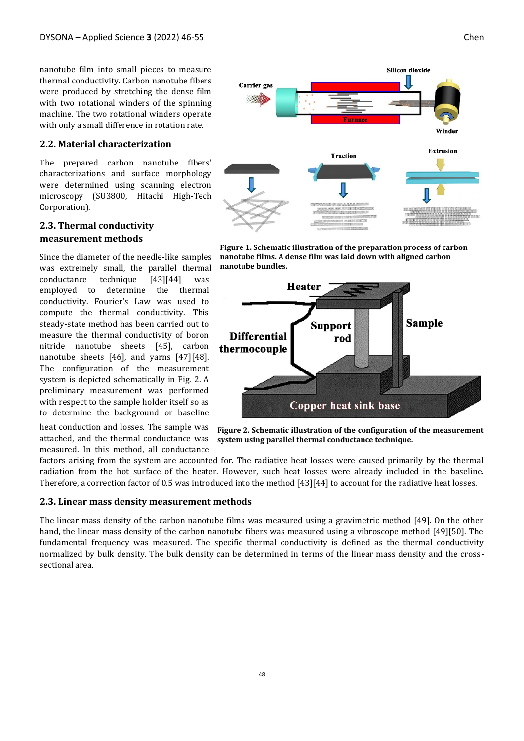nanotube film into small pieces to measure thermal conductivity. Carbon nanotube fibers were produced by stretching the dense film with two rotational winders of the spinning machine. The two rotational winders operate with only a small difference in rotation rate.

## 2.2. Material characterization

The prepared carbon nanotube fibers' characterizations and surface morphology were determined using scanning electron microscopy (SU3800, Hitachi High-Tech Corporation).

## 2.3. Thermal conductivity measurement methods

Since the diameter of the needle-like samples was extremely small, the parallel thermal conductance technique [43][44] was employed to determine the thermal conductivity. Fourier's Law was used to compute the thermal conductivity. This steady-state method has been carried out to measure the thermal conductivity of boron nitride nanotube sheets [45], carbon nanotube sheets [46], and yarns [47][48]. The configuration of the measurement system is depicted schematically in Fig. 2. A preliminary measurement was performed with respect to the sample holder itself so as to determine the background or baseline heat conduction and losses. The sample was attached, and the thermal conductance was measured. In this method, all conductance factors arising from the system are accounted for. The radiative heat losses were caused primarily by the thermal radiation from the hot surface of the heater. However, such heat losses were already included in the baseline. Therefore, a correction factor of 0.5 was introduced into the method [43][44] to account for the radiative heat losses.

**Figure 1. Schematic illustration of the preparation process of carbon nanotube films. A dense film was laid down with aligned carbon nanotube bundles.**

**Figure 2. Schematic illustration of the configuration of the measurement system using parallel thermal conductance technique.**

## 2.3. Linear mass density measurement methods

The linear mass density of the carbon nanotube films was measured using a gravimetric method [49]. On the other hand, the linear mass density of the carbon nanotube fibers was measured using a vibroscope method [49][50]. The fundamental frequency was measured. The specific thermal conductivity is defined as the thermal conductivity normalized by bulk density. The bulk density can be determined in terms of the linear mass density and the cross-sectional area.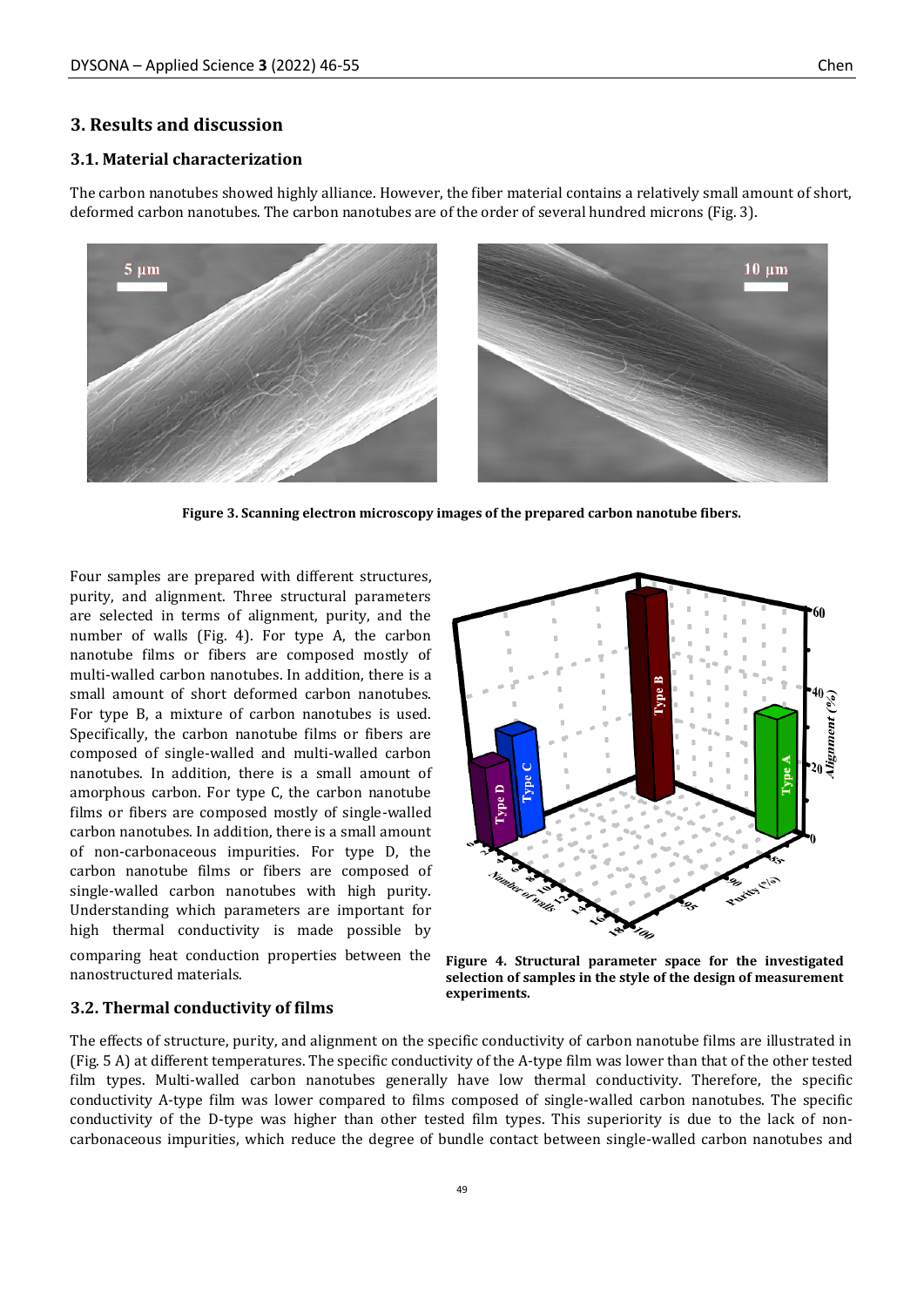## 3. Results and discussion

### 3.1. Material characterization

The carbon nanotubes showed highly alliance. However, the fiber material contains a relatively small amount of short, deformed carbon nanotubes. The carbon nanotubes are of the order of several hundred microns (Fig. 3).

**Figure 3. Scanning electron microscopy images of the prepared carbon nanotube fibers.**

Four samples are prepared with different structures, purity, and alignment. Three structural parameters are selected in terms of alignment, purity, and the number of walls (Fig. 4). For type A, the carbon nanotube films or fibers are composed mostly of multi-walled carbon nanotubes. In addition, there is a small amount of short deformed carbon nanotubes. For type B, a mixture of carbon nanotubes is used. Specifically, the carbon nanotube films or fibers are composed of single-walled and multi-walled carbon nanotubes. In addition, there is a small amount of amorphous carbon. For type C, the carbon nanotube films or fibers are composed mostly of single-walled carbon nanotubes. In addition, there is a small amount of non-carbonaceous impurities. For type D, the carbon nanotube films or fibers are composed of single-walled carbon nanotubes with high purity. Understanding which parameters are important for high thermal conductivity is made possible by comparing heat conduction properties between the nanostructured materials.

**Figure 4. Structural parameter space for the investigated selection of samples in the style of the design of measurement experiments.**

### 3.2. Thermal conductivity of films

The effects of structure, purity, and alignment on the specific conductivity of carbon nanotube films are illustrated in (Fig. 5 A) at different temperatures. The specific conductivity of the A-type film was lower than that of the other tested film types. Multi-walled carbon nanotubes generally have low thermal conductivity. Therefore, the specific conductivity A-type film was lower compared to films composed of single-walled carbon nanotubes. The specific conductivity of the D-type was higher than other tested film types. This superiority is due to the lack of non-carbonaceous impurities, which reduce the degree of bundle contact between single-walled carbon nanotubes and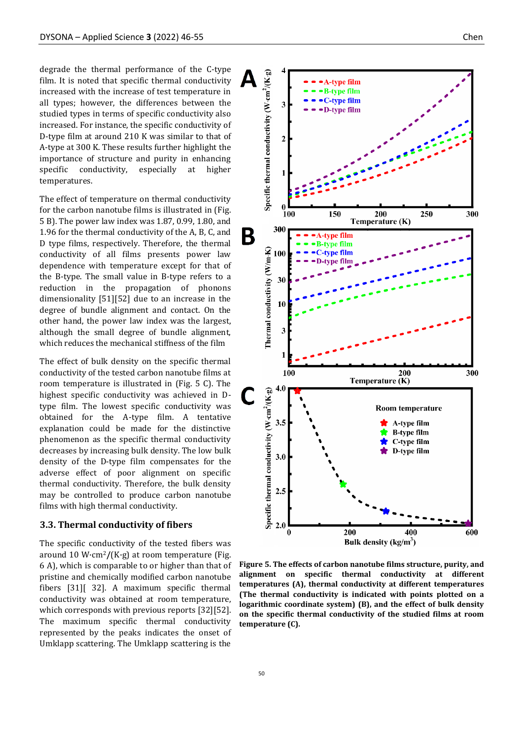degrade the thermal performance of the C-type film. It is noted that specific thermal conductivity increased with the increase of test temperature in all types; however, the differences between the studied types in terms of specific conductivity also increased. For instance, the specific conductivity of D-type film at around 210 K was similar to that of A-type at 300 K. These results further highlight the importance of structure and purity in enhancing specific conductivity, especially at higher temperatures.

The effect of temperature on thermal conductivity for the carbon nanotube films is illustrated in (Fig. 5 B). The power law index was 1.87, 0.99, 1.80, and 1.96 for the thermal conductivity of the A, B, C, and D type films, respectively. Therefore, the thermal conductivity of all films presents power law dependence with temperature except for that of the B-type. The small value in B-type refers to a reduction in the propagation of phonons dimensionality [51][52] due to an increase in the degree of bundle alignment and contact. On the other hand, the power law index was the largest, although the small degree of bundle alignment, which reduces the mechanical stiffness of the film

The effect of bulk density on the specific thermal conductivity of the tested carbon nanotube films at room temperature is illustrated in (Fig. 5 C). The highest specific conductivity was achieved in D-type film. The lowest specific conductivity was obtained for the A-type film. A tentative explanation could be made for the distinctive phenomenon as the specific thermal conductivity decreases by increasing bulk density. The low bulk density of the D-type film compensates for the adverse effect of poor alignment on specific thermal conductivity. Therefore, the bulk density may be controlled to produce carbon nanotube films with high thermal conductivity.

### 3.3. Thermal conductivity of fibers

The specific conductivity of the tested fibers was around 10 W·cm$^2$/(K·g) at room temperature (Fig. 6 A), which is comparable to or higher than that of pristine and chemically modified carbon nanotube fibers [31][ 32]. A maximum specific thermal conductivity was obtained at room temperature, which corresponds with previous reports [32][52]. The maximum specific thermal conductivity represented by the peaks indicates the onset of Umklapp scattering. The Umklapp scattering is the

**Figure 5. The effects of carbon nanotube films structure, purity, and alignment on specific thermal conductivity at different temperatures (A), thermal conductivity at different temperatures (The thermal conductivity is indicated with points plotted on a logarithmic coordinate system) (B), and the effect of bulk density on the specific thermal conductivity of the studied films at room temperature (C).**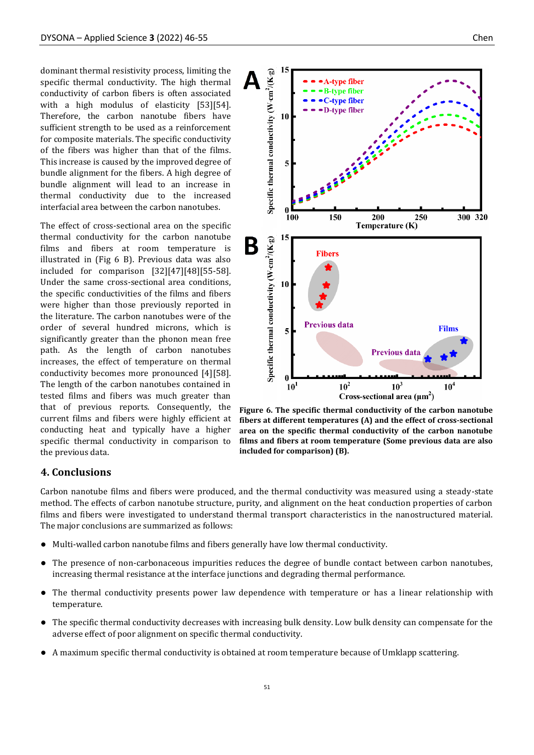dominant thermal resistivity process, limiting the specific thermal conductivity. The high thermal conductivity of carbon fibers is often associated with a high modulus of elasticity [53][54]. Therefore, the carbon nanotube fibers have sufficient strength to be used as a reinforcement for composite materials. The specific conductivity of the fibers was higher than that of the films. This increase is caused by the improved degree of bundle alignment for the fibers. A high degree of bundle alignment will lead to an increase in thermal conductivity due to the increased interfacial area between the carbon nanotubes.

The effect of cross-sectional area on the specific thermal conductivity for the carbon nanotube films and fibers at room temperature is illustrated in (Fig 6 B). Previous data was also included for comparison [32][47][48][55-58]. Under the same cross-sectional area conditions, the specific conductivities of the films and fibers were higher than those previously reported in the literature. The carbon nanotubes were of the order of several hundred microns, which is significantly greater than the phonon mean free path. As the length of carbon nanotubes increases, the effect of temperature on thermal conductivity becomes more pronounced [4][58]. The length of the carbon nanotubes contained in tested films and fibers was much greater than that of previous reports. Consequently, the current films and fibers were highly efficient at conducting heat and typically have a higher specific thermal conductivity in comparison to the previous data.

**Figure 6. The specific thermal conductivity of the carbon nanotube fibers at different temperatures (A) and the effect of cross-sectional area on the specific thermal conductivity of the carbon nanotube films and fibers at room temperature (Some previous data are also included for comparison) (B).**

## 4. Conclusions

Carbon nanotube films and fibers were produced, and the thermal conductivity was measured using a steady-state method. The effects of carbon nanotube structure, purity, and alignment on the heat conduction properties of carbon films and fibers were investigated to understand thermal transport characteristics in the nanostructured material. The major conclusions are summarized as follows:

- Multi-walled carbon nanotube films and fibers generally have low thermal conductivity.
- The presence of non-carbonaceous impurities reduces the degree of bundle contact between carbon nanotubes, increasing thermal resistance at the interface junctions and degrading thermal performance.
- The thermal conductivity presents power law dependence with temperature or has a linear relationship with temperature.
- The specific thermal conductivity decreases with increasing bulk density. Low bulk density can compensate for the adverse effect of poor alignment on specific thermal conductivity.
- A maximum specific thermal conductivity is obtained at room temperature because of Umklapp scattering.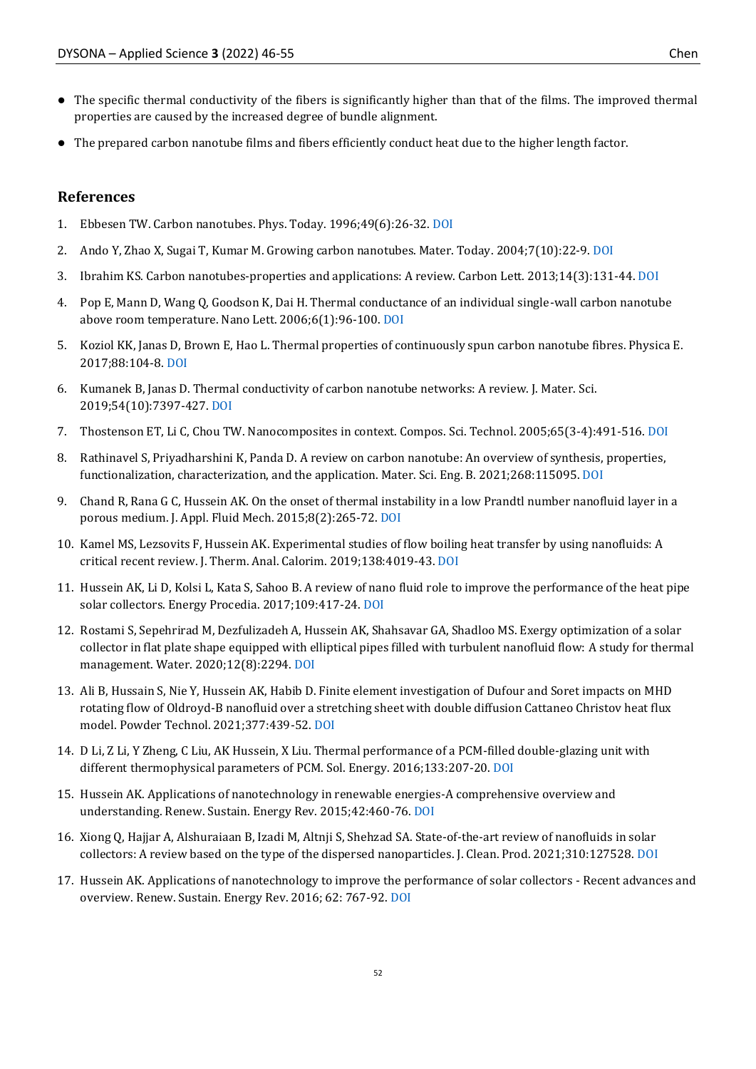- The specific thermal conductivity of the fibers is significantly higher than that of the films. The improved thermal properties are caused by the increased degree of bundle alignment.
- The prepared carbon nanotube films and fibers efficiently conduct heat due to the higher length factor.

## References

1. Ebbesen TW. Carbon nanotubes. Phys. Today. 1996;49(6):26-32. DOI
2. Ando Y, Zhao X, Sugai T, Kumar M. Growing carbon nanotubes. Mater. Today. 2004;7(10):22-9. DOI
3. Ibrahim KS. Carbon nanotubes-properties and applications: A review. Carbon Lett. 2013;14(3):131-44. DOI
4. Pop E, Mann D, Wang Q, Goodson K, Dai H. Thermal conductance of an individual single-wall carbon nanotube above room temperature. Nano Lett. 2006;6(1):96-100. DOI
5. Koziol KK, Janas D, Brown E, Hao L. Thermal properties of continuously spun carbon nanotube fibres. Physica E. 2017;88:104-8. DOI
6. Kumanek B, Janas D. Thermal conductivity of carbon nanotube networks: A review. J. Mater. Sci. 2019;54(10):7397-427. DOI
7. Thostenson ET, Li C, Chou TW. Nanocomposites in context. Compos. Sci. Technol. 2005;65(3-4):491-516. DOI
8. Rathinavel S, Priyadharshini K, Panda D. A review on carbon nanotube: An overview of synthesis, properties, functionalization, characterization, and the application. Mater. Sci. Eng. B. 2021;268:115095. DOI
9. Chand R, Rana G C, Hussein AK. On the onset of thermal instability in a low Prandtl number nanofluid layer in a porous medium. J. Appl. Fluid Mech. 2015;8(2):265-72. DOI
10. Kamel MS, Lezsovits F, Hussein AK. Experimental studies of flow boiling heat transfer by using nanofluids: A critical recent review. J. Therm. Anal. Calorim. 2019;138:4019-43. DOI
11. Hussein AK, Li D, Kolsi L, Kata S, Sahoo B. A review of nano fluid role to improve the performance of the heat pipe solar collectors. Energy Procedia. 2017;109:417-24. DOI
12. Rostami S, Sepehrirad M, Dezfulizadeh A, Hussein AK, Shahsavar GA, Shadloo MS. Exergy optimization of a solar collector in flat plate shape equipped with elliptical pipes filled with turbulent nanofluid flow: A study for thermal management. Water. 2020;12(8):2294. DOI
13. Ali B, Hussain S, Nie Y, Hussein AK, Habib D. Finite element investigation of Dufour and Soret impacts on MHD rotating flow of Oldroyd-B nanofluid over a stretching sheet with double diffusion Cattaneo Christov heat flux model. Powder Technol. 2021;377:439-52. DOI
14. D Li, Z Li, Y Zheng, C Liu, AK Hussein, X Liu. Thermal performance of a PCM-filled double-glazing unit with different thermophysical parameters of PCM. Sol. Energy. 2016;133:207-20. DOI
15. Hussein AK. Applications of nanotechnology in renewable energies-A comprehensive overview and understanding. Renew. Sustain. Energy Rev. 2015;42:460-76. DOI
16. Xiong Q, Hajjar A, Alshuraiaan B, Izadi M, Altnji S, Shehzad SA. State-of-the-art review of nanofluids in solar collectors: A review based on the type of the dispersed nanoparticles. J. Clean. Prod. 2021;310:127528. DOI
17. Hussein AK. Applications of nanotechnology to improve the performance of solar collectors - Recent advances and overview. Renew. Sustain. Energy Rev. 2016; 62: 767-92. DOI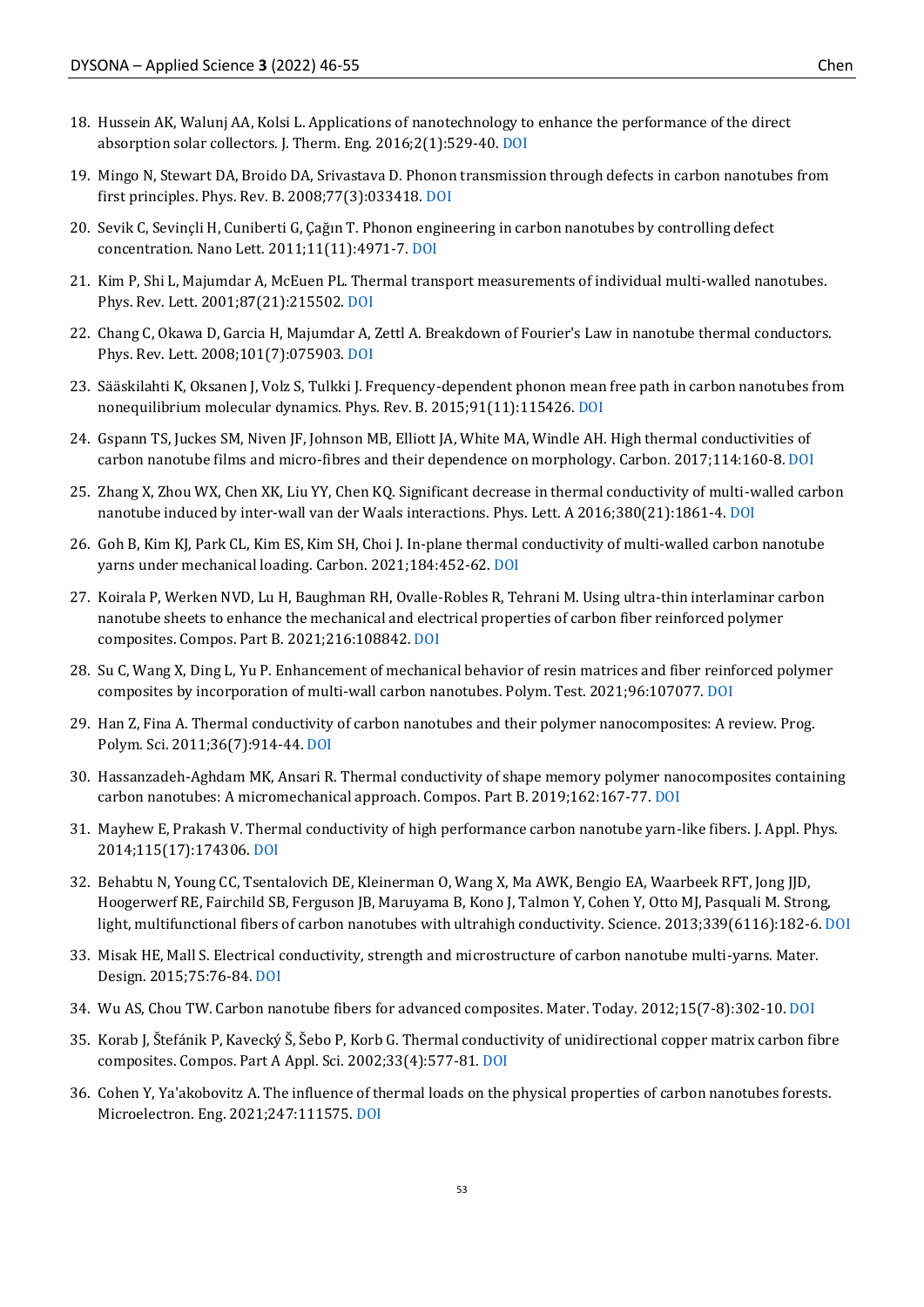18. Hussein AK, Walunj AA, Kolsi L. Applications of nanotechnology to enhance the performance of the direct absorption solar collectors. J. Therm. Eng. 2016;2(1):529-40. DOI
19. Mingo N, Stewart DA, Broido DA, Srivastava D. Phonon transmission through defects in carbon nanotubes from first principles. Phys. Rev. B. 2008;77(3):033418. DOI
20. Sevik C, Sevinçli H, Cuniberti G, Çağın T. Phonon engineering in carbon nanotubes by controlling defect concentration. Nano Lett. 2011;11(11):4971-7. DOI
21. Kim P, Shi L, Majumdar A, McEuen PL. Thermal transport measurements of individual multi-walled nanotubes. Phys. Rev. Lett. 2001;87(21):215502. DOI
22. Chang C, Okawa D, Garcia H, Majumdar A, Zettl A. Breakdown of Fourier's Law in nanotube thermal conductors. Phys. Rev. Lett. 2008;101(7):075903. DOI
23. Sääskilahti K, Oksanen J, Volz S, Tulkki J. Frequency-dependent phonon mean free path in carbon nanotubes from nonequilibrium molecular dynamics. Phys. Rev. B. 2015;91(11):115426. DOI
24. Gspann TS, Juckes SM, Niven JF, Johnson MB, Elliott JA, White MA, Windle AH. High thermal conductivities of carbon nanotube films and micro-fibres and their dependence on morphology. Carbon. 2017;114:160-8. DOI
25. Zhang X, Zhou WX, Chen XK, Liu YY, Chen KQ. Significant decrease in thermal conductivity of multi-walled carbon nanotube induced by inter-wall van der Waals interactions. Phys. Lett. A 2016;380(21):1861-4. DOI
26. Goh B, Kim KJ, Park CL, Kim ES, Kim SH, Choi J. In-plane thermal conductivity of multi-walled carbon nanotube yarns under mechanical loading. Carbon. 2021;184:452-62. DOI
27. Koirala P, Werken NVD, Lu H, Baughman RH, Ovalle-Robles R, Tehrani M. Using ultra-thin interlaminar carbon nanotube sheets to enhance the mechanical and electrical properties of carbon fiber reinforced polymer composites. Compos. Part B. 2021;216:108842. DOI
28. Su C, Wang X, Ding L, Yu P. Enhancement of mechanical behavior of resin matrices and fiber reinforced polymer composites by incorporation of multi-wall carbon nanotubes. Polym. Test. 2021;96:107077. DOI
29. Han Z, Fina A. Thermal conductivity of carbon nanotubes and their polymer nanocomposites: A review. Prog. Polym. Sci. 2011;36(7):914-44. DOI
30. Hassanzadeh-Aghdam MK, Ansari R. Thermal conductivity of shape memory polymer nanocomposites containing carbon nanotubes: A micromechanical approach. Compos. Part B. 2019;162:167-77. DOI
31. Mayhew E, Prakash V. Thermal conductivity of high performance carbon nanotube yarn-like fibers. J. Appl. Phys. 2014;115(17):174306. DOI
32. Behabtu N, Young CC, Tsentalovich DE, Kleinerman O, Wang X, Ma AWK, Bengio EA, Waarbeek RFT, Jong JJD, Hoogerwerf RE, Fairchild SB, Ferguson JB, Maruyama B, Kono J, Talmon Y, Cohen Y, Otto MJ, Pasquali M. Strong, light, multifunctional fibers of carbon nanotubes with ultrahigh conductivity. Science. 2013;339(6116):182-6. DOI
33. Misak HE, Mall S. Electrical conductivity, strength and microstructure of carbon nanotube multi-yarns. Mater. Design. 2015;75:76-84. DOI
34. Wu AS, Chou TW. Carbon nanotube fibers for advanced composites. Mater. Today. 2012;15(7-8):302-10. DOI
35. Korab J, Štefánik P, Kavecký Š, Šebo P, Korb G. Thermal conductivity of unidirectional copper matrix carbon fibre composites. Compos. Part A Appl. Sci. 2002;33(4):577-81. DOI
36. Cohen Y, Ya'akobovitz A. The influence of thermal loads on the physical properties of carbon nanotubes forests. Microelectron. Eng. 2021;247:111575. DOI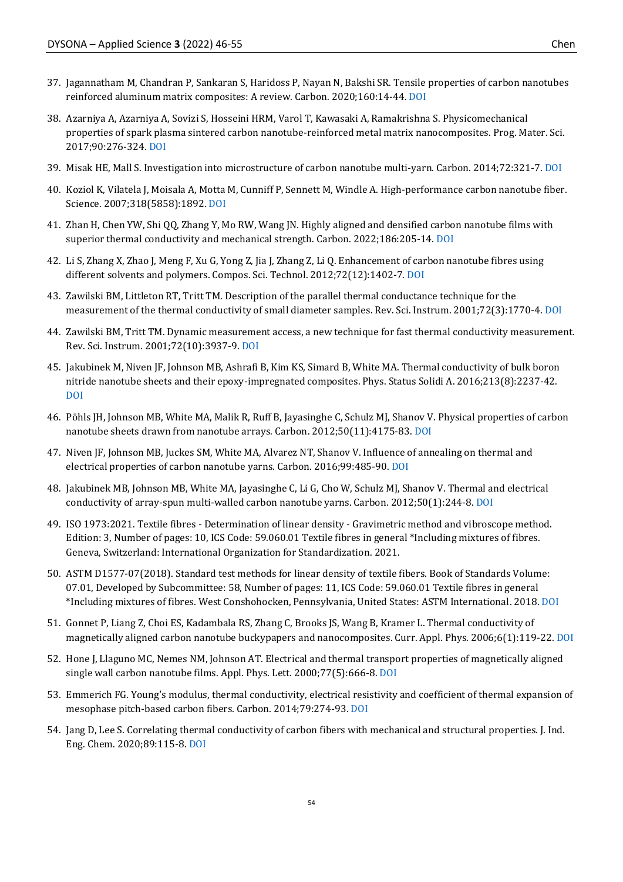37. Jagannatham M, Chandran P, Sankaran S, Haridoss P, Nayan N, Bakshi SR. Tensile properties of carbon nanotubes reinforced aluminum matrix composites: A review. Carbon. 2020;160:14-44. DOI

38. Azarniya A, Azarniya A, Sovizi S, Hosseini HRM, Varol T, Kawasaki A, Ramakrishna S. Physicomechanical properties of spark plasma sintered carbon nanotube-reinforced metal matrix nanocomposites. Prog. Mater. Sci. 2017;90:276-324. DOI

39. Misak HE, Mall S. Investigation into microstructure of carbon nanotube multi-yarn. Carbon. 2014;72:321-7. DOI

40. Koziol K, Vilatela J, Moisala A, Motta M, Cunniff P, Sennett M, Windle A. High-performance carbon nanotube fiber. Science. 2007;318(5858):1892. DOI

41. Zhan H, Chen YW, Shi QQ, Zhang Y, Mo RW, Wang JN. Highly aligned and densified carbon nanotube films with superior thermal conductivity and mechanical strength. Carbon. 2022;186:205-14. DOI

42. Li S, Zhang X, Zhao J, Meng F, Xu G, Yong Z, Jia J, Zhang Z, Li Q. Enhancement of carbon nanotube fibres using different solvents and polymers. Compos. Sci. Technol. 2012;72(12):1402-7. DOI

43. Zawilski BM, Littleton RT, Tritt TM. Description of the parallel thermal conductance technique for the measurement of the thermal conductivity of small diameter samples. Rev. Sci. Instrum. 2001;72(3):1770-4. DOI

44. Zawilski BM, Tritt TM. Dynamic measurement access, a new technique for fast thermal conductivity measurement. Rev. Sci. Instrum. 2001;72(10):3937-9. DOI

45. Jakubinek M, Niven JF, Johnson MB, Ashrafi B, Kim KS, Simard B, White MA. Thermal conductivity of bulk boron nitride nanotube sheets and their epoxy-impregnated composites. Phys. Status Solidi A. 2016;213(8):2237-42. DOI

46. Pöhls JH, Johnson MB, White MA, Malik R, Ruff B, Jayasinghe C, Schulz MJ, Shanov V. Physical properties of carbon nanotube sheets drawn from nanotube arrays. Carbon. 2012;50(11):4175-83. DOI

47. Niven JF, Johnson MB, Juckes SM, White MA, Alvarez NT, Shanov V. Influence of annealing on thermal and electrical properties of carbon nanotube yarns. Carbon. 2016;99:485-90. DOI

48. Jakubinek MB, Johnson MB, White MA, Jayasinghe C, Li G, Cho W, Schulz MJ, Shanov V. Thermal and electrical conductivity of array-spun multi-walled carbon nanotube yarns. Carbon. 2012;50(1):244-8. DOI

49. ISO 1973:2021. Textile fibres - Determination of linear density - Gravimetric method and vibroscope method. Edition: 3, Number of pages: 10, ICS Code: 59.060.01 Textile fibres in general *Including mixtures of fibres. Geneva, Switzerland: International Organization for Standardization. 2021.

50. ASTM D1577-07(2018). Standard test methods for linear density of textile fibers. Book of Standards Volume: 07.01, Developed by Subcommittee: 58, Number of pages: 11, ICS Code: 59.060.01 Textile fibres in general *Including mixtures of fibres. West Conshohocken, Pennsylvania, United States: ASTM International. 2018. DOI

51. Gonnet P, Liang Z, Choi ES, Kadambala RS, Zhang C, Brooks JS, Wang B, Kramer L. Thermal conductivity of magnetically aligned carbon nanotube buckypapers and nanocomposites. Curr. Appl. Phys. 2006;6(1):119-22. DOI

52. Hone J, Llaguno MC, Nemes NM, Johnson AT. Electrical and thermal transport properties of magnetically aligned single wall carbon nanotube films. Appl. Phys. Lett. 2000;77(5):666-8. DOI

53. Emmerich FG. Young's modulus, thermal conductivity, electrical resistivity and coefficient of thermal expansion of mesophase pitch-based carbon fibers. Carbon. 2014;79:274-93. DOI

54. Jang D, Lee S. Correlating thermal conductivity of carbon fibers with mechanical and structural properties. J. Ind. Eng. Chem. 2020;89:115-8. DOI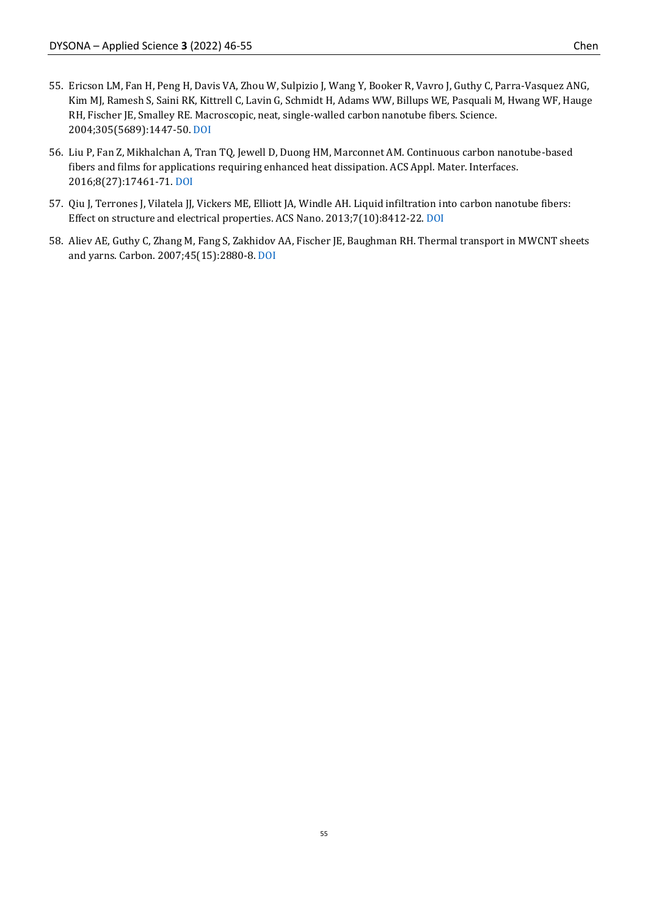55. Ericson LM, Fan H, Peng H, Davis VA, Zhou W, Sulpizio J, Wang Y, Booker R, Vavro J, Guthy C, Parra-Vasquez ANG, Kim MJ, Ramesh S, Saini RK, Kittrell C, Lavin G, Schmidt H, Adams WW, Billups WE, Pasquali M, Hwang WF, Hauge RH, Fischer JE, Smalley RE. Macroscopic, neat, single-walled carbon nanotube fibers. Science. 2004;305(5689):1447-50. DOI

56. Liu P, Fan Z, Mikhalchan A, Tran TQ, Jewell D, Duong HM, Marconnet AM. Continuous carbon nanotube-based fibers and films for applications requiring enhanced heat dissipation. ACS Appl. Mater. Interfaces. 2016;8(27):17461-71. DOI

57. Qiu J, Terrones J, Vilatela JJ, Vickers ME, Elliott JA, Windle AH. Liquid infiltration into carbon nanotube fibers: Effect on structure and electrical properties. ACS Nano. 2013;7(10):8412-22. DOI

58. Aliev AE, Guthy C, Zhang M, Fang S, Zakhidov AA, Fischer JE, Baughman RH. Thermal transport in MWCNT sheets and yarns. Carbon. 2007;45(15):2880-8. DOI